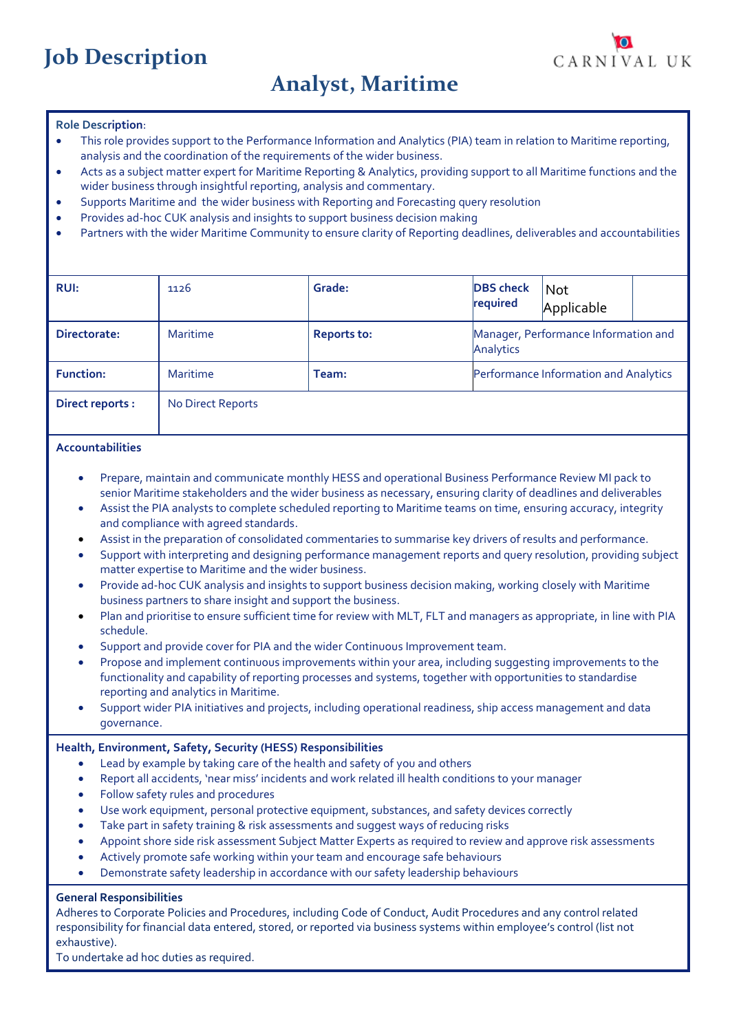# Job Description

CARNIVAL UK

## Analyst, Maritime

**Role Description**:

- This role provides support to the Performance Information and Analytics (PIA) team in relation to Maritime reporting, analysis and the coordination of the requirements of the wider business.
- Acts as a subject matter expert for Maritime Reporting & Analytics, providing support to all Maritime functions and the wider business through insightful reporting, analysis and commentary.
- Supports Maritime and the wider business with Reporting and Forecasting query resolution
- Provides ad-hoc CUK analysis and insights to support business decision making
- Partners with the wider Maritime Community to ensure clarity of Reporting deadlines, deliverables and accountabilities

| | | | | |
|---|---|---|---|---|
| **RUI:** | 1126 | **Grade:** | **DBS check required** | Not Applicable |
| **Directorate:** | Maritime | **Reports to:** | Manager, Performance Information and Analytics | |
| **Function:** | Maritime | **Team:** | Performance Information and Analytics | |
| **Direct reports :** | No Direct Reports | | | |

**Accountabilities**

- Prepare, maintain and communicate monthly HESS and operational Business Performance Review MI pack to senior Maritime stakeholders and the wider business as necessary, ensuring clarity of deadlines and deliverables
- Assist the PIA analysts to complete scheduled reporting to Maritime teams on time, ensuring accuracy, integrity and compliance with agreed standards.
- Assist in the preparation of consolidated commentaries to summarise key drivers of results and performance.
- Support with interpreting and designing performance management reports and query resolution, providing subject matter expertise to Maritime and the wider business.
- Provide ad-hoc CUK analysis and insights to support business decision making, working closely with Maritime business partners to share insight and support the business.
- Plan and prioritise to ensure sufficient time for review with MLT, FLT and managers as appropriate, in line with PIA schedule.
- Support and provide cover for PIA and the wider Continuous Improvement team.
- Propose and implement continuous improvements within your area, including suggesting improvements to the functionality and capability of reporting processes and systems, together with opportunities to standardise reporting and analytics in Maritime.
- Support wider PIA initiatives and projects, including operational readiness, ship access management and data governance.

**Health, Environment, Safety, Security (HESS) Responsibilities**

- Lead by example by taking care of the health and safety of you and others
- Report all accidents, 'near miss' incidents and work related ill health conditions to your manager
- Follow safety rules and procedures
- Use work equipment, personal protective equipment, substances, and safety devices correctly
- Take part in safety training & risk assessments and suggest ways of reducing risks
- Appoint shore side risk assessment Subject Matter Experts as required to review and approve risk assessments
- Actively promote safe working within your team and encourage safe behaviours
- Demonstrate safety leadership in accordance with our safety leadership behaviours

**General Responsibilities**

Adheres to Corporate Policies and Procedures, including Code of Conduct, Audit Procedures and any control related responsibility for financial data entered, stored, or reported via business systems within employee's control (list not exhaustive).

To undertake ad hoc duties as required.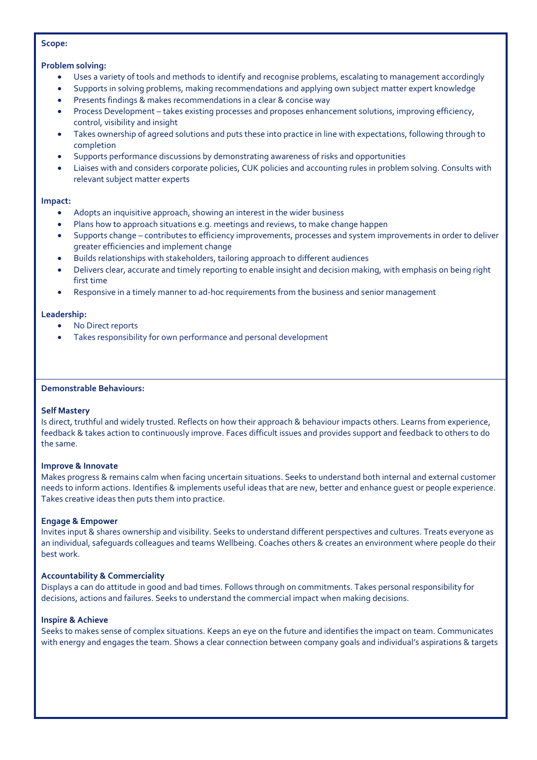**Scope:**

**Problem solving:**

- Uses a variety of tools and methods to identify and recognise problems, escalating to management accordingly
- Supports in solving problems, making recommendations and applying own subject matter expert knowledge
- Presents findings & makes recommendations in a clear & concise way
- Process Development – takes existing processes and proposes enhancement solutions, improving efficiency, control, visibility and insight
- Takes ownership of agreed solutions and puts these into practice in line with expectations, following through to completion
- Supports performance discussions by demonstrating awareness of risks and opportunities
- Liaises with and considers corporate policies, CUK policies and accounting rules in problem solving. Consults with relevant subject matter experts

**Impact:**

- Adopts an inquisitive approach, showing an interest in the wider business
- Plans how to approach situations e.g. meetings and reviews, to make change happen
- Supports change – contributes to efficiency improvements, processes and system improvements in order to deliver greater efficiencies and implement change
- Builds relationships with stakeholders, tailoring approach to different audiences
- Delivers clear, accurate and timely reporting to enable insight and decision making, with emphasis on being right first time
- Responsive in a timely manner to ad-hoc requirements from the business and senior management

**Leadership:**

- No Direct reports
- Takes responsibility for own performance and personal development

**Demonstrable Behaviours:**

**Self Mastery**

Is direct, truthful and widely trusted. Reflects on how their approach & behaviour impacts others. Learns from experience, feedback & takes action to continuously improve. Faces difficult issues and provides support and feedback to others to do the same.

**Improve & Innovate**

Makes progress & remains calm when facing uncertain situations. Seeks to understand both internal and external customer needs to inform actions. Identifies & implements useful ideas that are new, better and enhance guest or people experience. Takes creative ideas then puts them into practice.

**Engage & Empower**

Invites input & shares ownership and visibility. Seeks to understand different perspectives and cultures. Treats everyone as an individual, safeguards colleagues and teams Wellbeing. Coaches others & creates an environment where people do their best work.

**Accountability & Commerciality**

Displays a can do attitude in good and bad times. Follows through on commitments. Takes personal responsibility for decisions, actions and failures. Seeks to understand the commercial impact when making decisions.

**Inspire & Achieve**

Seeks to makes sense of complex situations. Keeps an eye on the future and identifies the impact on team. Communicates with energy and engages the team. Shows a clear connection between company goals and individual's aspirations & targets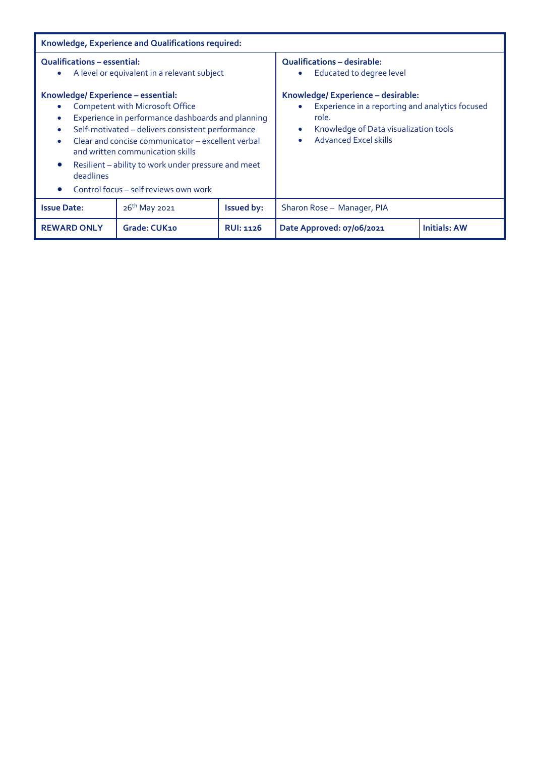**Knowledge, Experience and Qualifications required:**

**Qualifications – essential:**

- A level or equivalent in a relevant subject

**Knowledge/ Experience – essential:**

- Competent with Microsoft Office
- Experience in performance dashboards and planning
- Self-motivated – delivers consistent performance
- Clear and concise communicator – excellent verbal and written communication skills
- Resilient – ability to work under pressure and meet deadlines
- Control focus – self reviews own work

**Qualifications – desirable:**

- Educated to degree level

**Knowledge/ Experience – desirable:**

- Experience in a reporting and analytics focused role.
- Knowledge of Data visualization tools
- Advanced Excel skills

| | | | | |
|---|---|---|---|---|
| **Issue Date:** | 26th May 2021 | **Issued by:** | Sharon Rose – Manager, PIA | |
| **REWARD ONLY** | **Grade: CUK10** | **RUI: 1126** | **Date Approved: 07/06/2021** | **Initials: AW** |